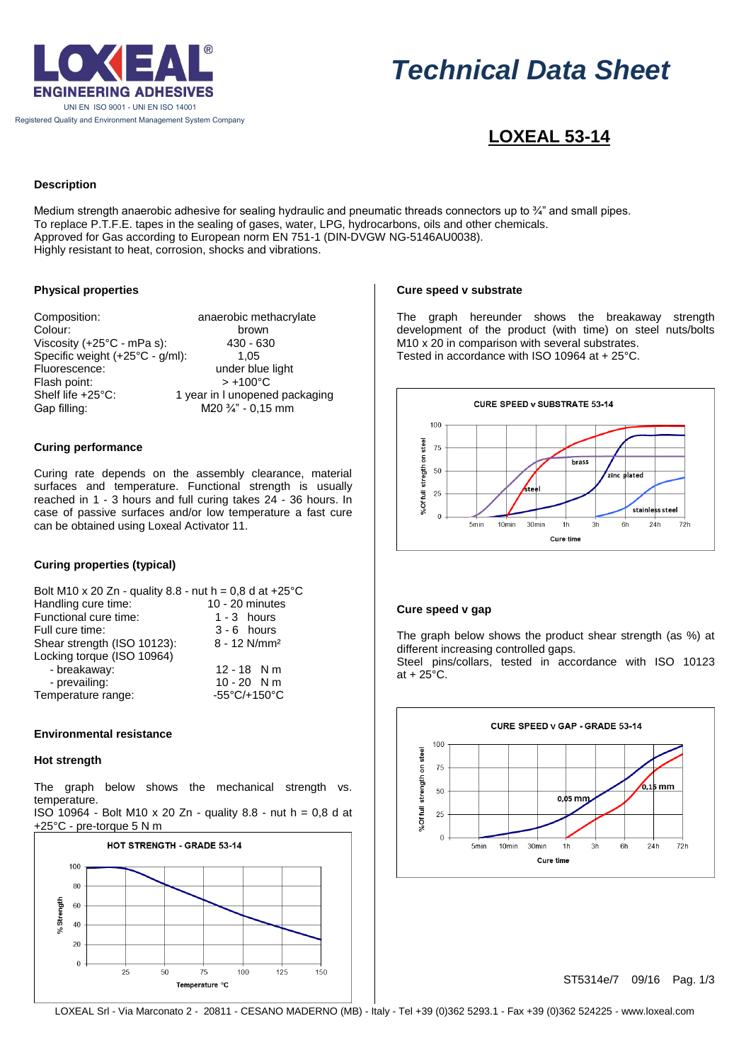# Technical Data Sheet

## LOXEAL 53-14

### Description

Medium strength anaerobic adhesive for sealing hydraulic and pneumatic threads connectors up to ¾" and small pipes.
To replace P.T.F.E. tapes in the sealing of gases, water, LPG, hydrocarbons, oils and other chemicals.
Approved for Gas according to European norm EN 751-1 (DIN-DVGW NG-5146AU0038).
Highly resistant to heat, corrosion, shocks and vibrations.

### Physical properties

| | |
|---|---|
| Composition: | anaerobic methacrylate |
| Colour: | brown |
| Viscosity (+25°C - mPa s): | 430 - 630 |
| Specific weight (+25°C - g/ml): | 1,05 |
| Fluorescence: | under blue light |
| Flash point: | > +100°C |
| Shelf life +25°C: | 1 year in l unopened packaging |
| Gap filling: | M20 ¾" - 0,15 mm |

### Curing performance

Curing rate depends on the assembly clearance, material surfaces and temperature. Functional strength is usually reached in 1 - 3 hours and full curing takes 24 - 36 hours. In case of passive surfaces and/or low temperature a fast cure can be obtained using Loxeal Activator 11.

### Curing properties (typical)

Bolt M10 x 20 Zn - quality 8.8 - nut h = 0,8 d at +25°C

| | |
|---|---|
| Handling cure time: | 10 - 20 minutes |
| Functional cure time: | 1 - 3 hours |
| Full cure time: | 3 - 6 hours |
| Shear strength (ISO 10123): | 8 - 12 N/mm² |
| Locking torque (ISO 10964) | |
| - breakaway: | 12 - 18 N m |
| - prevailing: | 10 - 20 N m |
| Temperature range: | -55°C/+150°C |

### Environmental resistance

### Hot strength

The graph below shows the mechanical strength vs. temperature.
ISO 10964 - Bolt M10 x 20 Zn - quality 8.8 - nut h = 0,8 d at +25°C - pre-torque 5 N m

### Cure speed v substrate

The graph hereunder shows the breakaway strength development of the product (with time) on steel nuts/bolts M10 x 20 in comparison with several substrates.
Tested in accordance with ISO 10964 at + 25°C.

### Cure speed v gap

The graph below shows the product shear strength (as %) at different increasing controlled gaps.
Steel pins/collars, tested in accordance with ISO 10123 at + 25°C.

ST5314e/7 09/16

LOXEAL Srl - Via Marconato 2 - 20811 - CESANO MADERNO (MB) - Italy - Tel +39 (0)362 5293.1 - Fax +39 (0)362 524225 - www.loxeal.com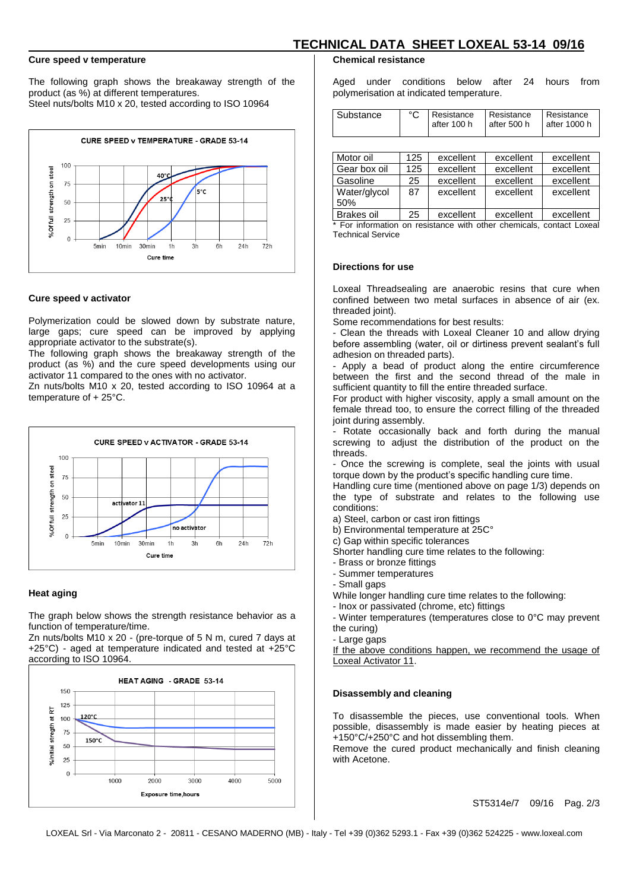## Cure speed v temperature

The following graph shows the breakaway strength of the product (as %) at different temperatures.
Steel nuts/bolts M10 x 20, tested according to ISO 10964

## Cure speed v activator

Polymerization could be slowed down by substrate nature, large gaps; cure speed can be improved by applying appropriate activator to the substrate(s).
The following graph shows the breakaway strength of the product (as %) and the cure speed developments using our activator 11 compared to the ones with no activator.
Zn nuts/bolts M10 x 20, tested according to ISO 10964 at a temperature of + 25°C.

## Heat aging

The graph below shows the strength resistance behavior as a function of temperature/time.
Zn nuts/bolts M10 x 20 - (pre-torque of 5 N m, cured 7 days at +25°C) - aged at temperature indicated and tested at +25°C according to ISO 10964.

## Chemical resistance

Aged under conditions below after 24 hours from polymerisation at indicated temperature.

| Substance | °C | Resistance after 100 h | Resistance after 500 h | Resistance after 1000 h |
|---|---|---|---|---|
| Motor oil | 125 | excellent | excellent | excellent |
| Gear box oil | 125 | excellent | excellent | excellent |
| Gasoline | 25 | excellent | excellent | excellent |
| Water/glycol 50% | 87 | excellent | excellent | excellent |
| Brakes oil | 25 | excellent | excellent | excellent |

* For information on resistance with other chemicals, contact Loxeal Technical Service

## Directions for use

Loxeal Threadsealing are anaerobic resins that cure when confined between two metal surfaces in absence of air (ex. threaded joint).
Some recommendations for best results:
- Clean the threads with Loxeal Cleaner 10 and allow drying before assembling (water, oil or dirtiness prevent sealant's full adhesion on threaded parts).
- Apply a bead of product along the entire circumference between the first and the second thread of the male in sufficient quantity to fill the entire threaded surface.

For product with higher viscosity, apply a small amount on the female thread too, to ensure the correct filling of the threaded joint during assembly.
- Rotate occasionally back and forth during the manual screwing to adjust the distribution of the product on the threads.
- Once the screwing is complete, seal the joints with usual torque down by the product's specific handling cure time.

Handling cure time (mentioned above on page 1/3) depends on the type of substrate and relates to the following use conditions:
a) Steel, carbon or cast iron fittings
b) Environmental temperature at 25C°
c) Gap within specific tolerances

Shorter handling cure time relates to the following:
- Brass or bronze fittings
- Summer temperatures
- Small gaps

While longer handling cure time relates to the following:
- Inox or passivated (chrome, etc) fittings
- Winter temperatures (temperatures close to 0°C may prevent the curing)
- Large gaps

<u>If the above conditions happen, we recommend the usage of Loxeal Activator 11</u>.

## Disassembly and cleaning

To disassemble the pieces, use conventional tools. When possible, disassembly is made easier by heating pieces at +150°C/+250°C and hot dissembling them.
Remove the cured product mechanically and finish cleaning with Acetone.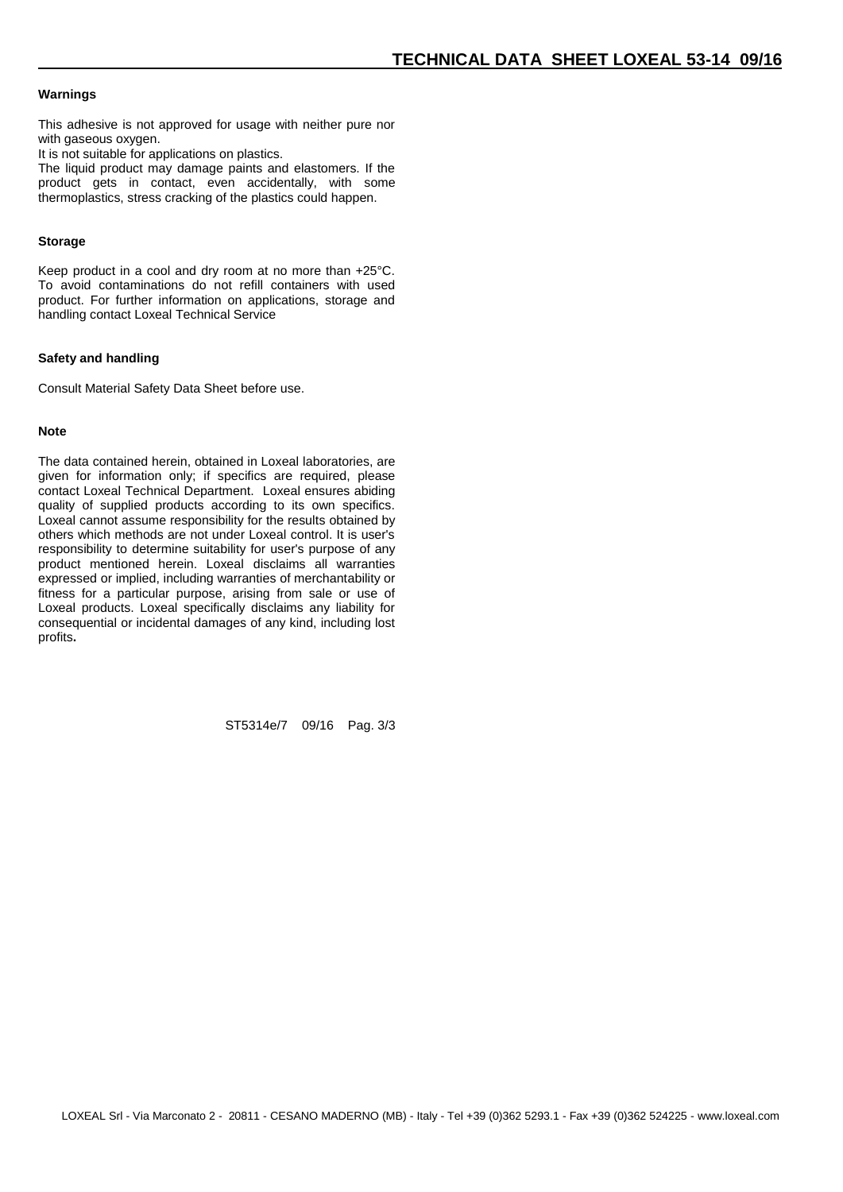#### Warnings

This adhesive is not approved for usage with neither pure nor with gaseous oxygen.
It is not suitable for applications on plastics.
The liquid product may damage paints and elastomers. If the product gets in contact, even accidentally, with some thermoplastics, stress cracking of the plastics could happen.

#### Storage

Keep product in a cool and dry room at no more than +25°C. To avoid contaminations do not refill containers with used product. For further information on applications, storage and handling contact Loxeal Technical Service

#### Safety and handling

Consult Material Safety Data Sheet before use.

#### Note

The data contained herein, obtained in Loxeal laboratories, are given for information only; if specifics are required, please contact Loxeal Technical Department. Loxeal ensures abiding quality of supplied products according to its own specifics. Loxeal cannot assume responsibility for the results obtained by others which methods are not under Loxeal control. It is user's responsibility to determine suitability for user's purpose of any product mentioned herein. Loxeal disclaims all warranties expressed or implied, including warranties of merchantability or fitness for a particular purpose, arising from sale or use of Loxeal products. Loxeal specifically disclaims any liability for consequential or incidental damages of any kind, including lost profits**.**

ST5314e/7 09/16